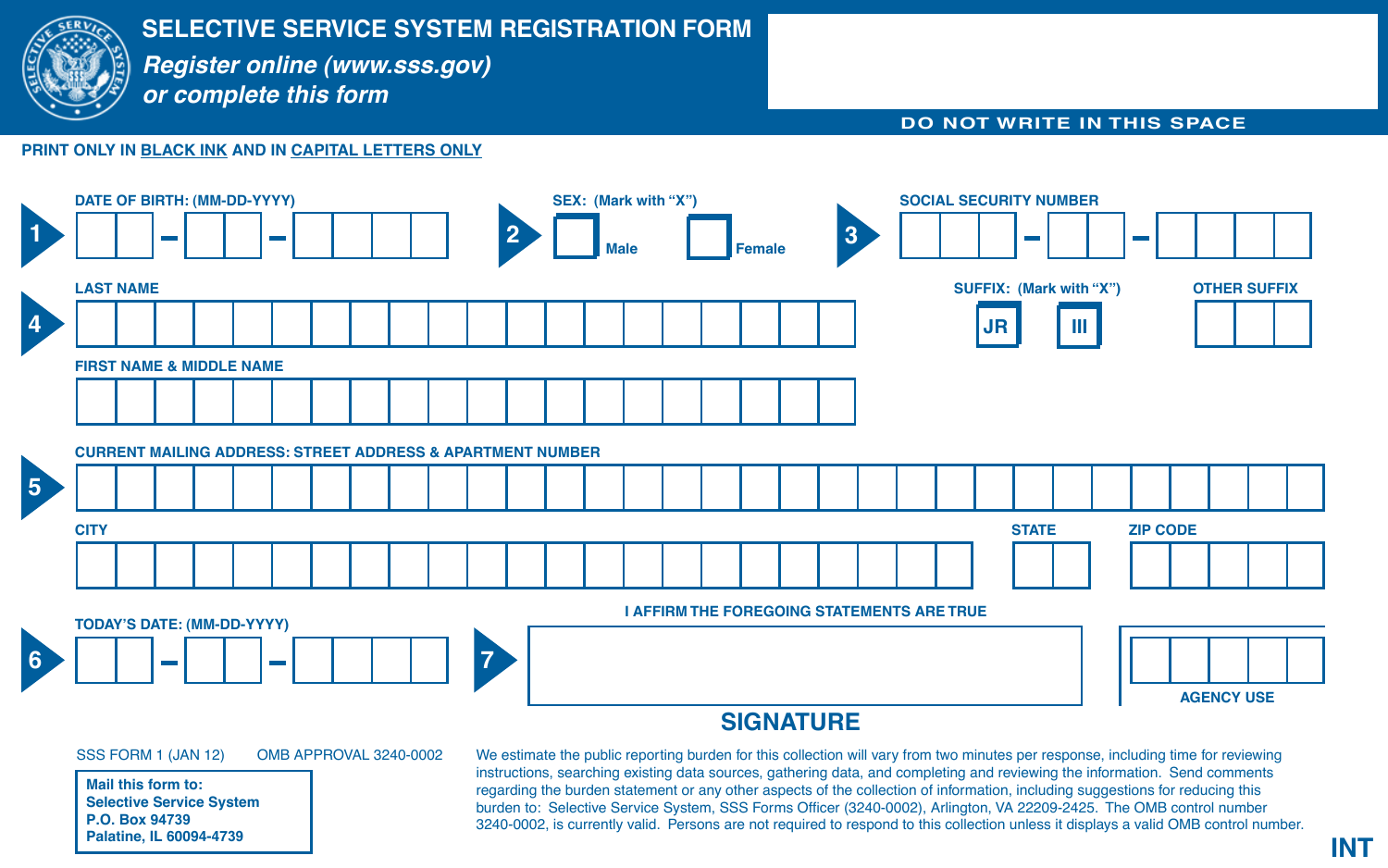# SELECTIVE SERVICE SYSTEM REGISTRATION FORM

***Register online (www.sss.gov) or complete this form***

DO NOT WRITE IN THIS SPACE

**PRINT ONLY IN BLACK INK AND IN CAPITAL LETTERS ONLY**

**1** DATE OF BIRTH: (MM-DD-YYYY) ☐☐ - ☐☐ - ☐☐☐☐

**2** SEX: (Mark with "X") ☐ Male ☐ Female

**3** SOCIAL SECURITY NUMBER ☐☐☐ - ☐☐ - ☐☐☐☐

**4** LAST NAME

SUFFIX: (Mark with "X") ☐ JR ☐ III

OTHER SUFFIX

FIRST NAME & MIDDLE NAME

**5** CURRENT MAILING ADDRESS: STREET ADDRESS & APARTMENT NUMBER

CITY

STATE

ZIP CODE

**6** TODAY'S DATE: (MM-DD-YYYY) ☐☐ - ☐☐ - ☐☐☐☐

**7** I AFFIRM THE FOREGOING STATEMENTS ARE TRUE

**SIGNATURE**

AGENCY USE

SSS FORM 1 (JAN 12) OMB APPROVAL 3240-0002

**Mail this form to:**
**Selective Service System**
**P.O. Box 94739**
**Palatine, IL 60094-4739**

We estimate the public reporting burden for this collection will vary from two minutes per response, including time for reviewing instructions, searching existing data sources, gathering data, and completing and reviewing the information. Send comments regarding the burden statement or any other aspects of the collection of information, including suggestions for reducing this burden to: Selective Service System, SSS Forms Officer (3240-0002), Arlington, VA 22209-2425. The OMB control number 3240-0002, is currently valid. Persons are not required to respond to this collection unless it displays a valid OMB control number.

**INT**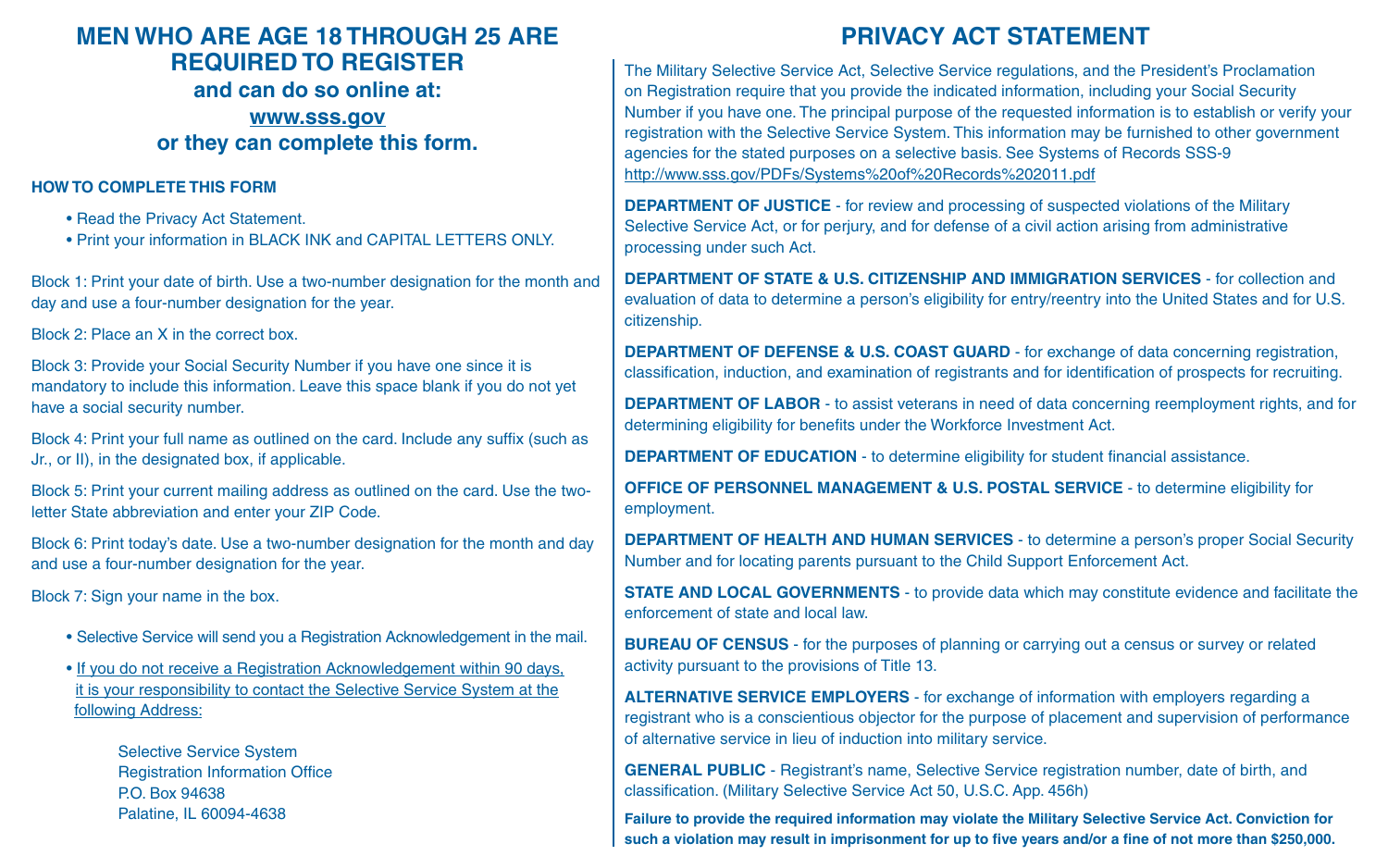## MEN WHO ARE AGE 18 THROUGH 25 ARE REQUIRED TO REGISTER

**and can do so online at:**

**www.sss.gov**

**or they can complete this form.**

### HOW TO COMPLETE THIS FORM

- Read the Privacy Act Statement.
- Print your information in BLACK INK and CAPITAL LETTERS ONLY.

Block 1: Print your date of birth. Use a two-number designation for the month and day and use a four-number designation for the year.

Block 2: Place an X in the correct box.

Block 3: Provide your Social Security Number if you have one since it is mandatory to include this information. Leave this space blank if you do not yet have a social security number.

Block 4: Print your full name as outlined on the card. Include any suffix (such as Jr., or II), in the designated box, if applicable.

Block 5: Print your current mailing address as outlined on the card. Use the two-letter State abbreviation and enter your ZIP Code.

Block 6: Print today's date. Use a two-number designation for the month and day and use a four-number designation for the year.

Block 7: Sign your name in the box.

- Selective Service will send you a Registration Acknowledgement in the mail.
- If you do not receive a Registration Acknowledgement within 90 days, it is your responsibility to contact the Selective Service System at the following Address:

  Selective Service System
  Registration Information Office
  P.O. Box 94638
  Palatine, IL 60094-4638

## PRIVACY ACT STATEMENT

The Military Selective Service Act, Selective Service regulations, and the President's Proclamation on Registration require that you provide the indicated information, including your Social Security Number if you have one. The principal purpose of the requested information is to establish or verify your registration with the Selective Service System. This information may be furnished to other government agencies for the stated purposes on a selective basis. See Systems of Records SSS-9 http://www.sss.gov/PDFs/Systems%20of%20Records%202011.pdf

**DEPARTMENT OF JUSTICE** - for review and processing of suspected violations of the Military Selective Service Act, or for perjury, and for defense of a civil action arising from administrative processing under such Act.

**DEPARTMENT OF STATE & U.S. CITIZENSHIP AND IMMIGRATION SERVICES** - for collection and evaluation of data to determine a person's eligibility for entry/reentry into the United States and for U.S. citizenship.

**DEPARTMENT OF DEFENSE & U.S. COAST GUARD** - for exchange of data concerning registration, classification, induction, and examination of registrants and for identification of prospects for recruiting.

**DEPARTMENT OF LABOR** - to assist veterans in need of data concerning reemployment rights, and for determining eligibility for benefits under the Workforce Investment Act.

**DEPARTMENT OF EDUCATION** - to determine eligibility for student financial assistance.

**OFFICE OF PERSONNEL MANAGEMENT & U.S. POSTAL SERVICE** - to determine eligibility for employment.

**DEPARTMENT OF HEALTH AND HUMAN SERVICES** - to determine a person's proper Social Security Number and for locating parents pursuant to the Child Support Enforcement Act.

**STATE AND LOCAL GOVERNMENTS** - to provide data which may constitute evidence and facilitate the enforcement of state and local law.

**BUREAU OF CENSUS** - for the purposes of planning or carrying out a census or survey or related activity pursuant to the provisions of Title 13.

**ALTERNATIVE SERVICE EMPLOYERS** - for exchange of information with employers regarding a registrant who is a conscientious objector for the purpose of placement and supervision of performance of alternative service in lieu of induction into military service.

**GENERAL PUBLIC** - Registrant's name, Selective Service registration number, date of birth, and classification. (Military Selective Service Act 50, U.S.C. App. 456h)

**Failure to provide the required information may violate the Military Selective Service Act. Conviction for such a violation may result in imprisonment for up to five years and/or a fine of not more than $250,000.**